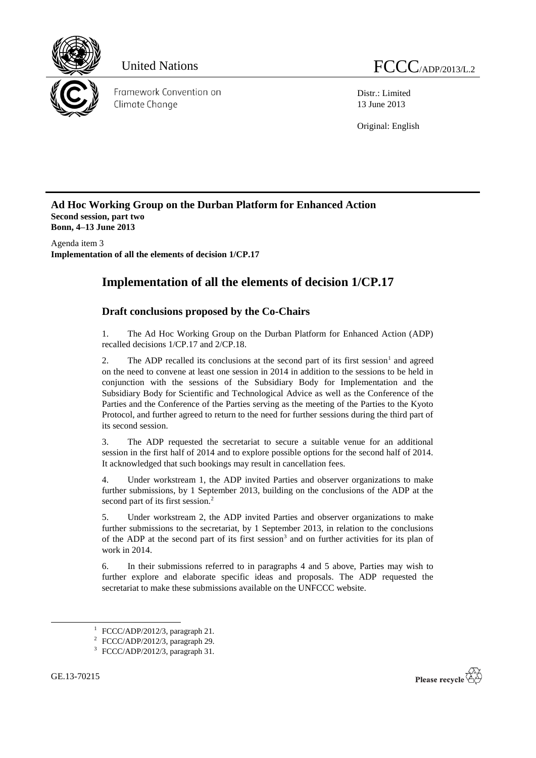United Nations

FCCC/ADP/2013/L.2

Framework Convention on Climate Change

Distr.: Limited
13 June 2013

Original: English

**Ad Hoc Working Group on the Durban Platform for Enhanced Action**
**Second session, part two**
**Bonn, 4–13 June 2013**

Agenda item 3
**Implementation of all the elements of decision 1/CP.17**

# Implementation of all the elements of decision 1/CP.17

## Draft conclusions proposed by the Co-Chairs

1. The Ad Hoc Working Group on the Durban Platform for Enhanced Action (ADP) recalled decisions 1/CP.17 and 2/CP.18.

2. The ADP recalled its conclusions at the second part of its first session[1] and agreed on the need to convene at least one session in 2014 in addition to the sessions to be held in conjunction with the sessions of the Subsidiary Body for Implementation and the Subsidiary Body for Scientific and Technological Advice as well as the Conference of the Parties and the Conference of the Parties serving as the meeting of the Parties to the Kyoto Protocol, and further agreed to return to the need for further sessions during the third part of its second session.

3. The ADP requested the secretariat to secure a suitable venue for an additional session in the first half of 2014 and to explore possible options for the second half of 2014. It acknowledged that such bookings may result in cancellation fees.

4. Under workstream 1, the ADP invited Parties and observer organizations to make further submissions, by 1 September 2013, building on the conclusions of the ADP at the second part of its first session.[2]

5. Under workstream 2, the ADP invited Parties and observer organizations to make further submissions to the secretariat, by 1 September 2013, in relation to the conclusions of the ADP at the second part of its first session[3] and on further activities for its plan of work in 2014.

6. In their submissions referred to in paragraphs 4 and 5 above, Parties may wish to further explore and elaborate specific ideas and proposals. The ADP requested the secretariat to make these submissions available on the UNFCCC website.

[1] FCCC/ADP/2012/3, paragraph 21.
[2] FCCC/ADP/2012/3, paragraph 29.
[3] FCCC/ADP/2012/3, paragraph 31.

GE.13-70215

Please recycle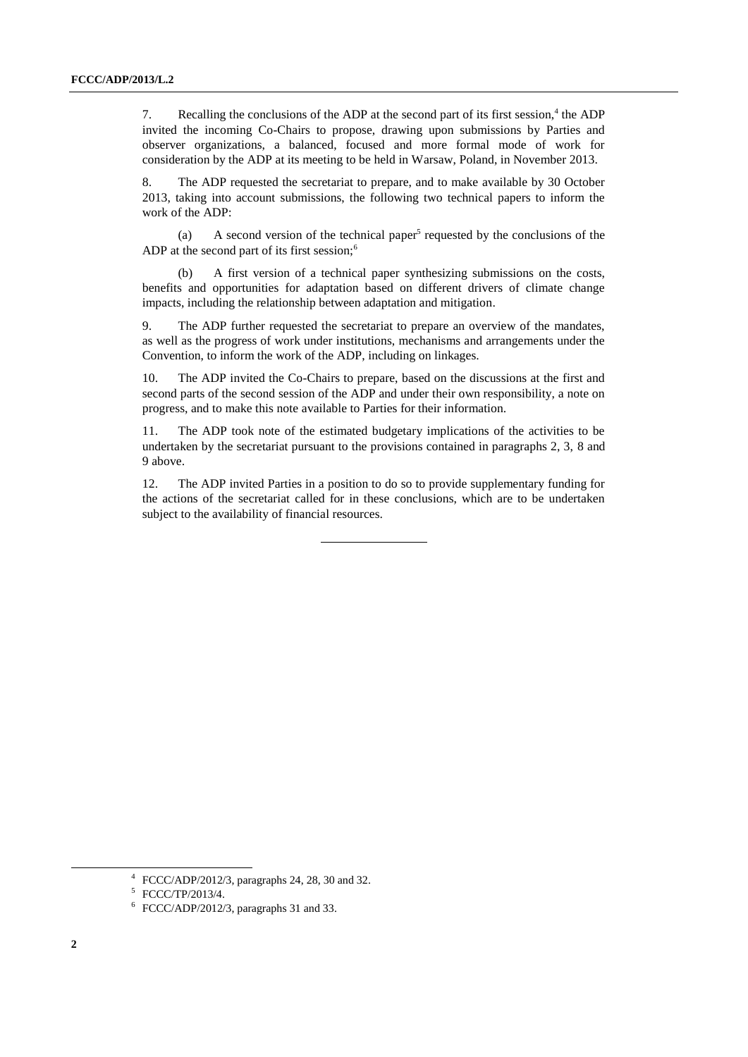7. Recalling the conclusions of the ADP at the second part of its first session,[4] the ADP invited the incoming Co-Chairs to propose, drawing upon submissions by Parties and observer organizations, a balanced, focused and more formal mode of work for consideration by the ADP at its meeting to be held in Warsaw, Poland, in November 2013.

8. The ADP requested the secretariat to prepare, and to make available by 30 October 2013, taking into account submissions, the following two technical papers to inform the work of the ADP:

(a) A second version of the technical paper[5] requested by the conclusions of the ADP at the second part of its first session;[6]

(b) A first version of a technical paper synthesizing submissions on the costs, benefits and opportunities for adaptation based on different drivers of climate change impacts, including the relationship between adaptation and mitigation.

9. The ADP further requested the secretariat to prepare an overview of the mandates, as well as the progress of work under institutions, mechanisms and arrangements under the Convention, to inform the work of the ADP, including on linkages.

10. The ADP invited the Co-Chairs to prepare, based on the discussions at the first and second parts of the second session of the ADP and under their own responsibility, a note on progress, and to make this note available to Parties for their information.

11. The ADP took note of the estimated budgetary implications of the activities to be undertaken by the secretariat pursuant to the provisions contained in paragraphs 2, 3, 8 and 9 above.

12. The ADP invited Parties in a position to do so to provide supplementary funding for the actions of the secretariat called for in these conclusions, which are to be undertaken subject to the availability of financial resources.

---

[4] FCCC/ADP/2012/3, paragraphs 24, 28, 30 and 32.

[5] FCCC/TP/2013/4.

[6] FCCC/ADP/2012/3, paragraphs 31 and 33.